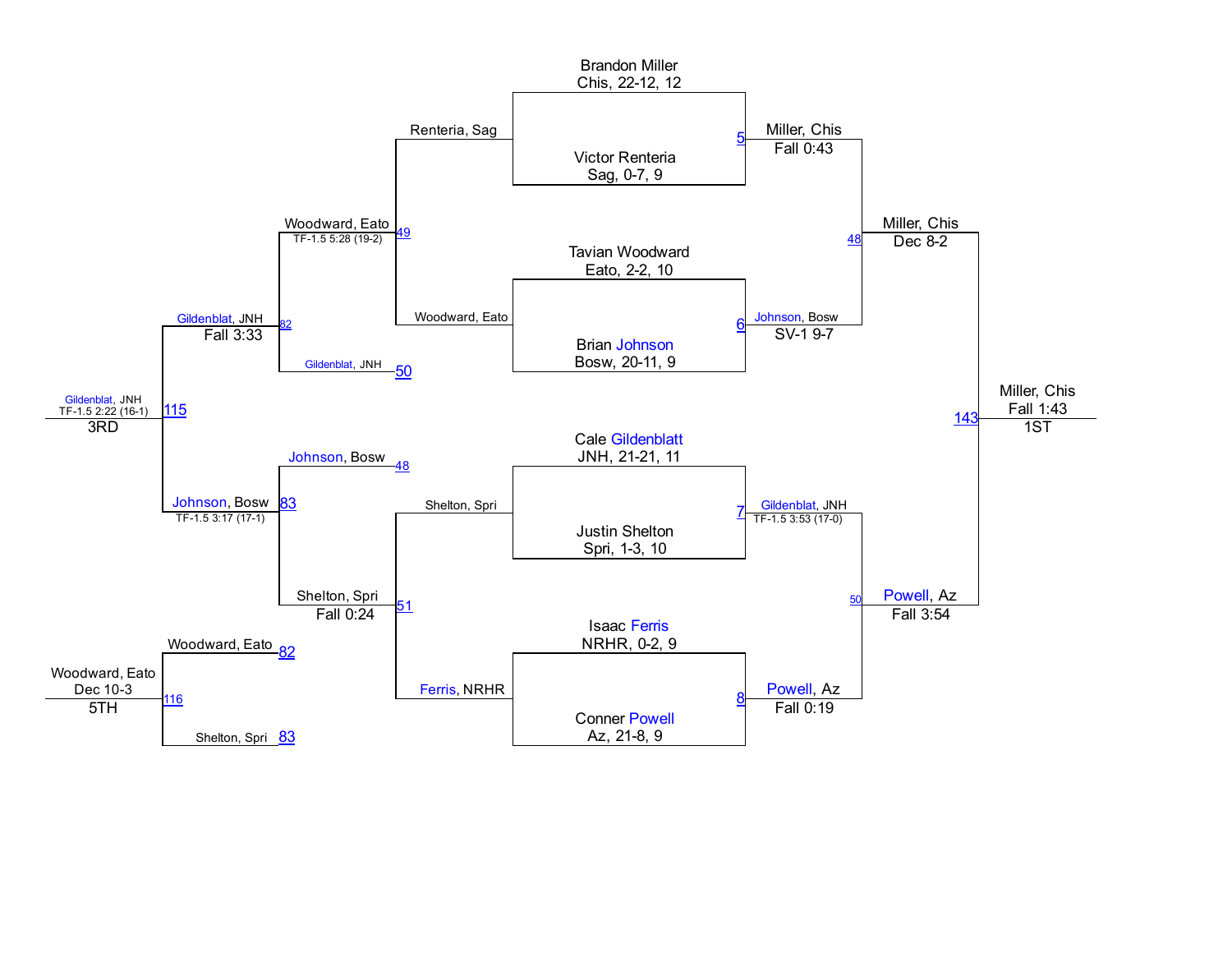Brandon Miller
Chis, 22-12, 12

Victor Renteria
Sag, 0-7, 9

Tavian Woodward
Eato, 2-2, 10

Brian Johnson
Bosw, 20-11, 9

Cale Gildenblatt
JNH, 21-21, 11

Justin Shelton
Spri, 1-3, 10

Isaac Ferris
NRHR, 0-2, 9

Conner Powell
Az, 21-8, 9

5 Miller, Chis
Fall 0:43

6 Johnson, Bosw
SV-1 9-7

7 Gildenblat, JNH
TF-1.5 3:53 (17-0)

8 Powell, Az
Fall 0:19

48 Miller, Chis
Dec 8-2

50 Powell, Az
Fall 3:54

143 Miller, Chis
Fall 1:43
1ST

Renteria, Sag

Woodward, Eato

49 Woodward, Eato
TF-1.5 5:28 (19-2)

Gildenblat, JNH 50

82 Gildenblat, JNH
Fall 3:33

Johnson, Bosw 48

Shelton, Spri

Ferris, NRHR

51 Shelton, Spri
Fall 0:24

83 Johnson, Bosw
TF-1.5 3:17 (17-1)

115 Gildenblat, JNH
TF-1.5 2:22 (16-1)
3RD

Woodward, Eato 82

Shelton, Spri 83

116 Woodward, Eato
Dec 10-3
5TH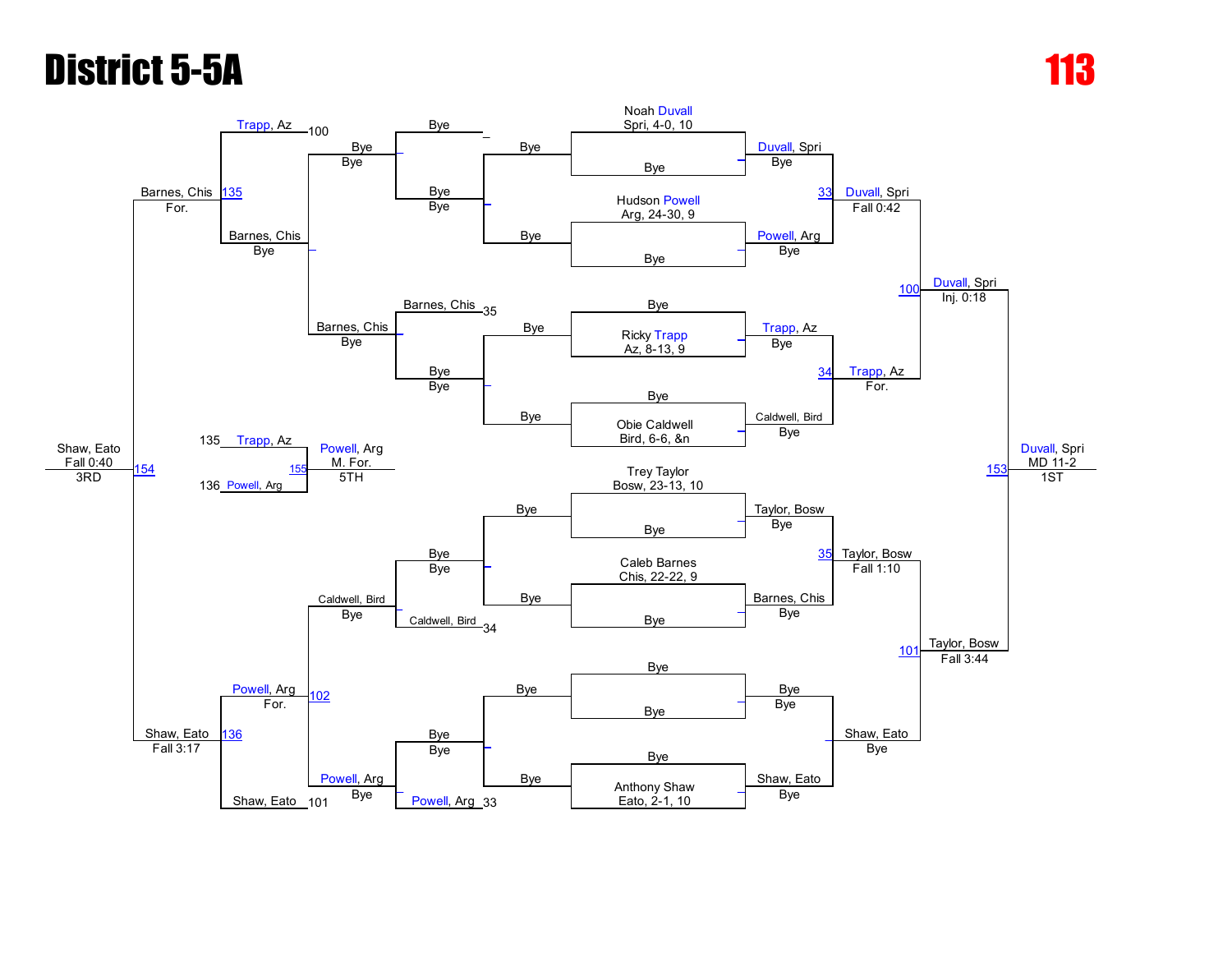# District 5-5A

# 113

## Championship Bracket

**Seeds:**
- Noah Duvall — Spri, 4-0, 10
- Hudson Powell — Arg, 24-30, 9
- Ricky Trapp — Az, 8-13, 9
- Obie Caldwell — Bird, 6-6, &n
- Trey Taylor — Bosw, 23-13, 10
- Caleb Barnes — Chis, 22-22, 9
- Anthony Shaw — Eato, 2-1, 10

**First Round:**
- Noah Duvall vs Bye — Duvall, Spri (Bye)
- Hudson Powell vs Bye — Powell, Arg (Bye)
- Bye vs Ricky Trapp — Trapp, Az (Bye)
- Bye vs Obie Caldwell — Caldwell, Bird (Bye)
- Trey Taylor vs Bye — Taylor, Bosw (Bye)
- Caleb Barnes vs Bye — Barnes, Chis (Bye)
- Bye vs Bye — Bye (Bye)
- Bye vs Anthony Shaw — Shaw, Eato (Bye)

**Quarterfinals:**
- 33: Duvall, Spri over Powell, Arg — Fall 0:42
- 34: Trapp, Az over Caldwell, Bird — For.
- 35: Taylor, Bosw over Barnes, Chis — Fall 1:10
- Shaw, Eato — Bye

**Semifinals:**
- 100: Duvall, Spri over Trapp, Az — Inj. 0:18
- 101: Taylor, Bosw over Shaw, Eato — Fall 3:44

**Final:**
- 153: Duvall, Spri — MD 11-2 — 1ST

## Consolation Bracket

- Bye / Bye — Bye
- Bye / Bye — Bye
- 35: Barnes, Chis — Bye
- Bye / Bye — Bye
- Bye / Bye — Bye
- 34: Caldwell, Bird — Bye
- Bye / Bye — Bye
- 33: Powell, Arg — Bye
- Barnes, Chis — Bye
- Caldwell, Bird — Bye
- Powell, Arg — Bye
- 100: Trapp, Az vs Barnes, Chis — 135: Barnes, Chis — For.
- 101: Shaw, Eato vs Powell, Arg — 102: Powell, Arg — For.
- 136: Shaw, Eato over Powell, Arg — Fall 3:17
- 154: Shaw, Eato over Barnes, Chis — Fall 0:40 — 3RD

**5th Place:**
- 135 Trapp, Az vs 136 Powell, Arg
- 155: Powell, Arg — M. For. — 5TH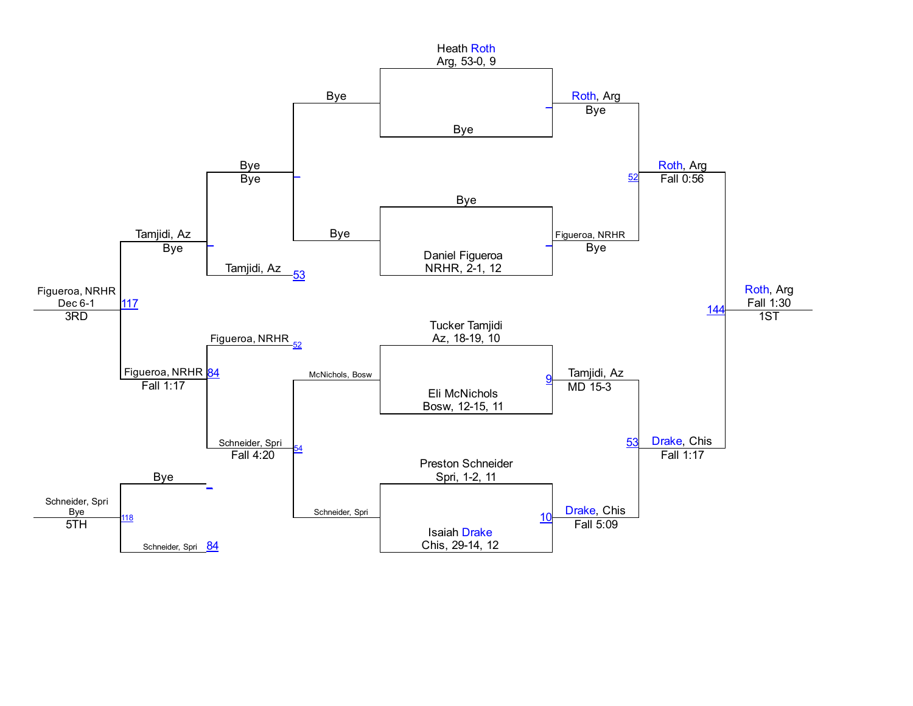**Championship Bracket**

| Wrestler | Team, Record, Grade |
| --- | --- |
| Heath Roth | Arg, 53-0, 9 |
| Bye | |
| Bye | |
| Daniel Figueroa | NRHR, 2-1, 12 |
| Tucker Tamjidi | Az, 18-19, 10 |
| Eli McNichols | Bosw, 12-15, 11 |
| Preston Schneider | Spri, 1-2, 11 |
| Isaiah Drake | Chis, 29-14, 12 |

**Quarterfinals**

- Roth, Arg — Bye
- Figueroa, NRHR — Bye
- Match 9: Tamjidi, Az — MD 15-3
- Match 10: Drake, Chis — Fall 5:09

**Semifinals**

- Match 52: Roth, Arg — Fall 0:56
- Match 53: Drake, Chis — Fall 1:17

**Final**

- Match 144: Roth, Arg — Fall 1:30 — 1ST

**Consolation Bracket**

- Bye / Bye — Bye
- Bye / Bye — Bye
- Tamjidi, Az (53) — Bye → Tamjidi, Az — Bye
- McNichols, Bosw / Schneider, Spri — Match 54: Schneider, Spri — Fall 4:20
- Figueroa, NRHR (52) / Schneider, Spri — Match 84: Figueroa, NRHR — Fall 1:17
- Tamjidi, Az / Figueroa, NRHR — Match 117: Figueroa, NRHR — Dec 6-1 — 3RD
- Bye / Schneider, Spri (84) — Match 118: Schneider, Spri — Bye — 5TH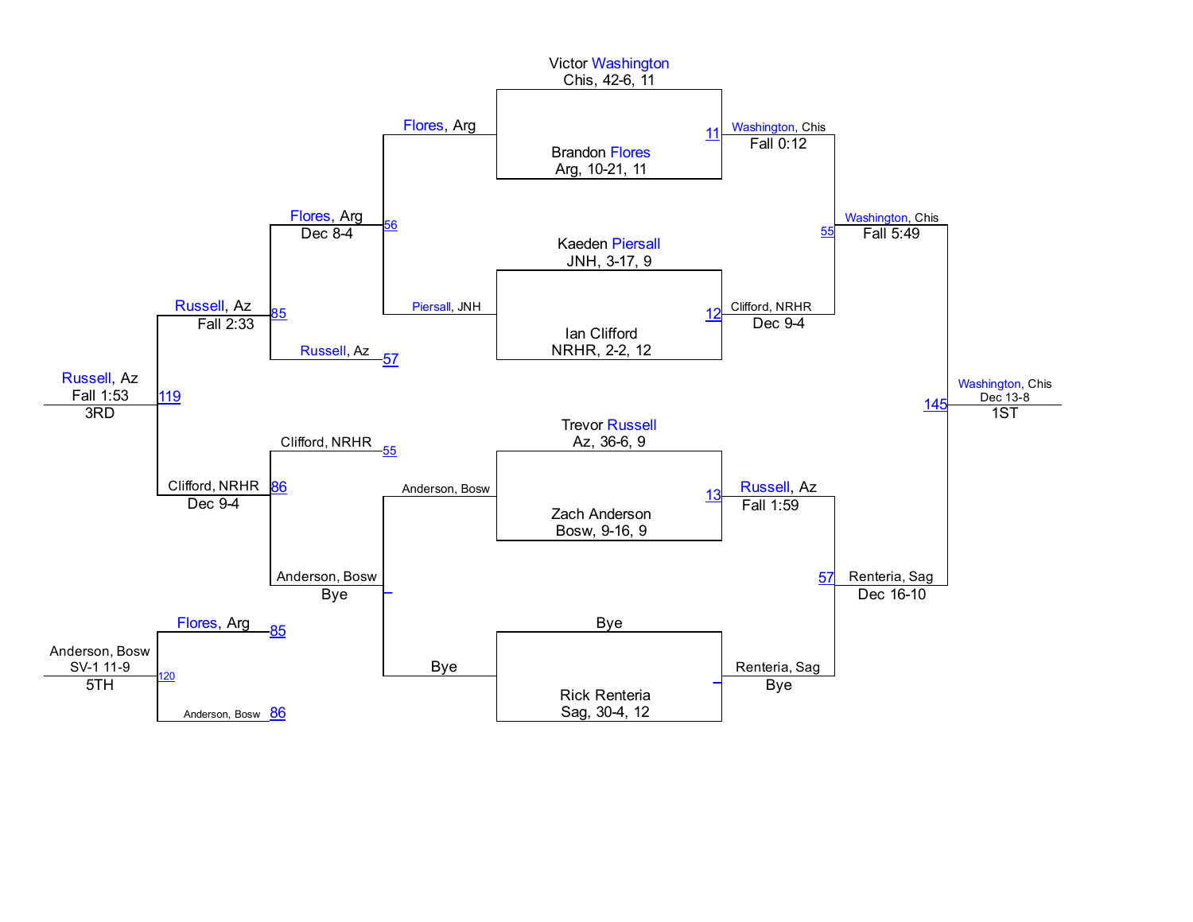## Championship Bracket

**Round 1**

- Victor Washington, Chis, 42-6, 11 vs. Brandon Flores, Arg, 10-21, 11 — Bout 11: Washington, Chis, Fall 0:12
- Kaeden Piersall, JNH, 3-17, 9 vs. Ian Clifford, NRHR, 2-2, 12 — Bout 12: Clifford, NRHR, Dec 9-4
- Trevor Russell, Az, 36-6, 9 vs. Zach Anderson, Bosw, 9-16, 9 — Bout 13: Russell, Az, Fall 1:59
- Bye vs. Rick Renteria, Sag, 30-4, 12 — Renteria, Sag, Bye

**Semifinals**

- Bout 55: Washington, Chis, Fall 5:49 (over Clifford, NRHR)
- Bout 57: Renteria, Sag, Dec 16-10 (over Russell, Az)

**Final**

- Bout 145: Washington, Chis, Dec 13-8 — **1ST**

## Consolation Bracket

**Consolation Round 1**

- Bout 56: Flores, Arg vs. Piersall, JNH — Flores, Arg, Dec 8-4
- Anderson, Bosw vs. Bye — Anderson, Bosw, Bye

**Consolation Semifinals**

- Bout 85: Flores, Arg vs. Russell, Az (57) — Russell, Az, Fall 2:33
- Bout 86: Clifford, NRHR (55) vs. Anderson, Bosw — Clifford, NRHR, Dec 9-4

**3rd Place**

- Bout 119: Russell, Az, Fall 1:53 — **3RD**

**5th Place**

- Bout 120: Flores, Arg (85) vs. Anderson, Bosw (86) — Anderson, Bosw, SV-1 11-9 — **5TH**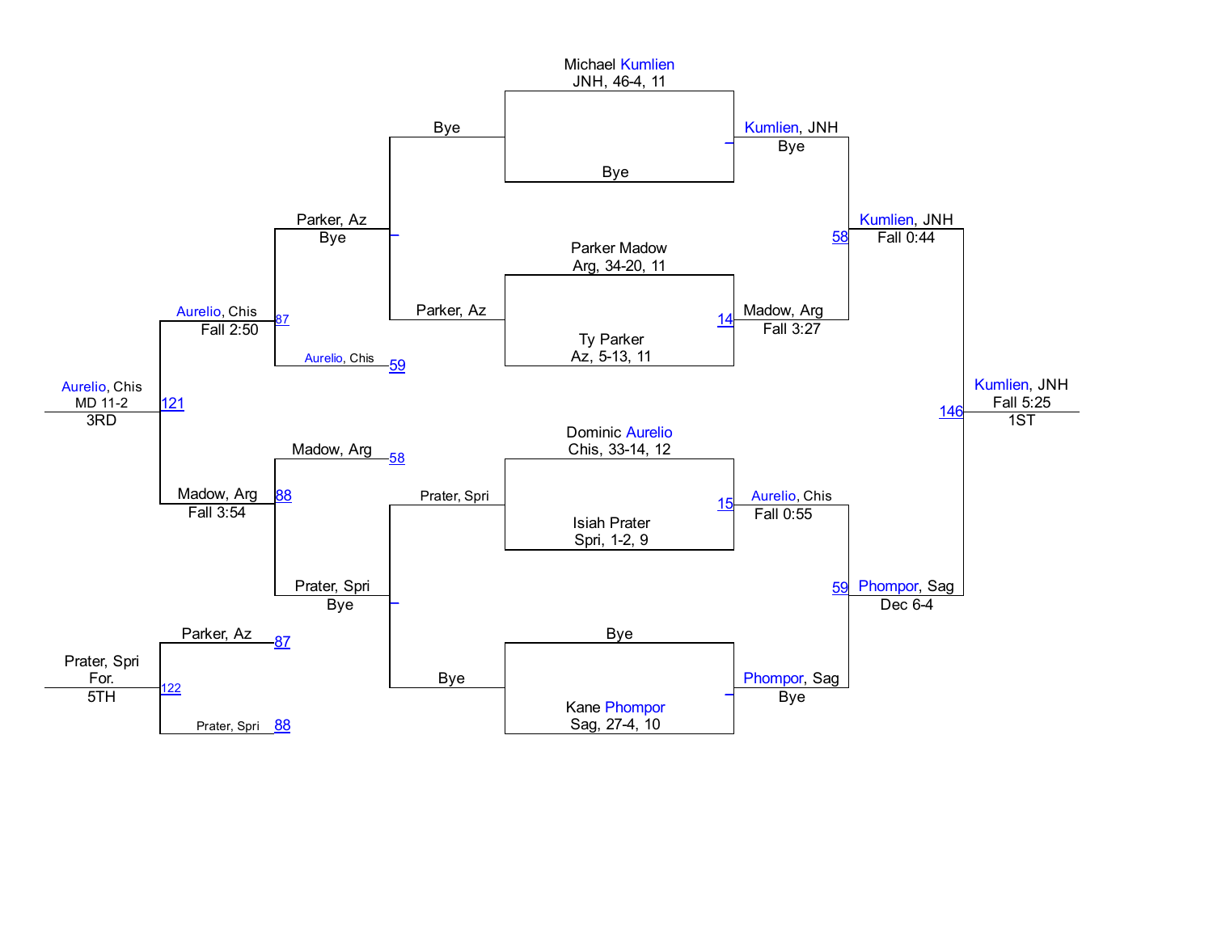## Championship Bracket

**First Round / Quarterfinals**

- Michael Kumlien, JNH, 46-4, 11 vs. Bye — Kumlien, JNH, Bye
- Parker Madow, Arg, 34-20, 11 vs. Ty Parker, Az, 5-13, 11 — (14) Madow, Arg, Fall 3:27
- Dominic Aurelio, Chis, 33-14, 12 vs. Isiah Prater, Spri, 1-2, 9 — (15) Aurelio, Chis, Fall 0:55
- Bye vs. Kane Phompor, Sag, 27-4, 10 — Phompor, Sag, Bye

**Semifinals**

- (58) Kumlien, JNH, Fall 0:44
- (59) Phompor, Sag, Dec 6-4

**Final**

- (146) Kumlien, JNH, Fall 5:25 — 1ST

## Consolation Bracket

- Bye vs. Parker, Az — Parker, Az, Bye
- Prater, Spri vs. Bye — Prater, Spri, Bye
- (87) Parker, Az vs. Aurelio, Chis (59) — Aurelio, Chis, Fall 2:50
- (88) Madow, Arg (58) vs. Prater, Spri — Madow, Arg, Fall 3:54

**3rd Place**

- (121) Aurelio, Chis, MD 11-2 — 3RD

**5th Place**

- Parker, Az (87) vs. Prater, Spri (88) — (122) Prater, Spri, For. — 5TH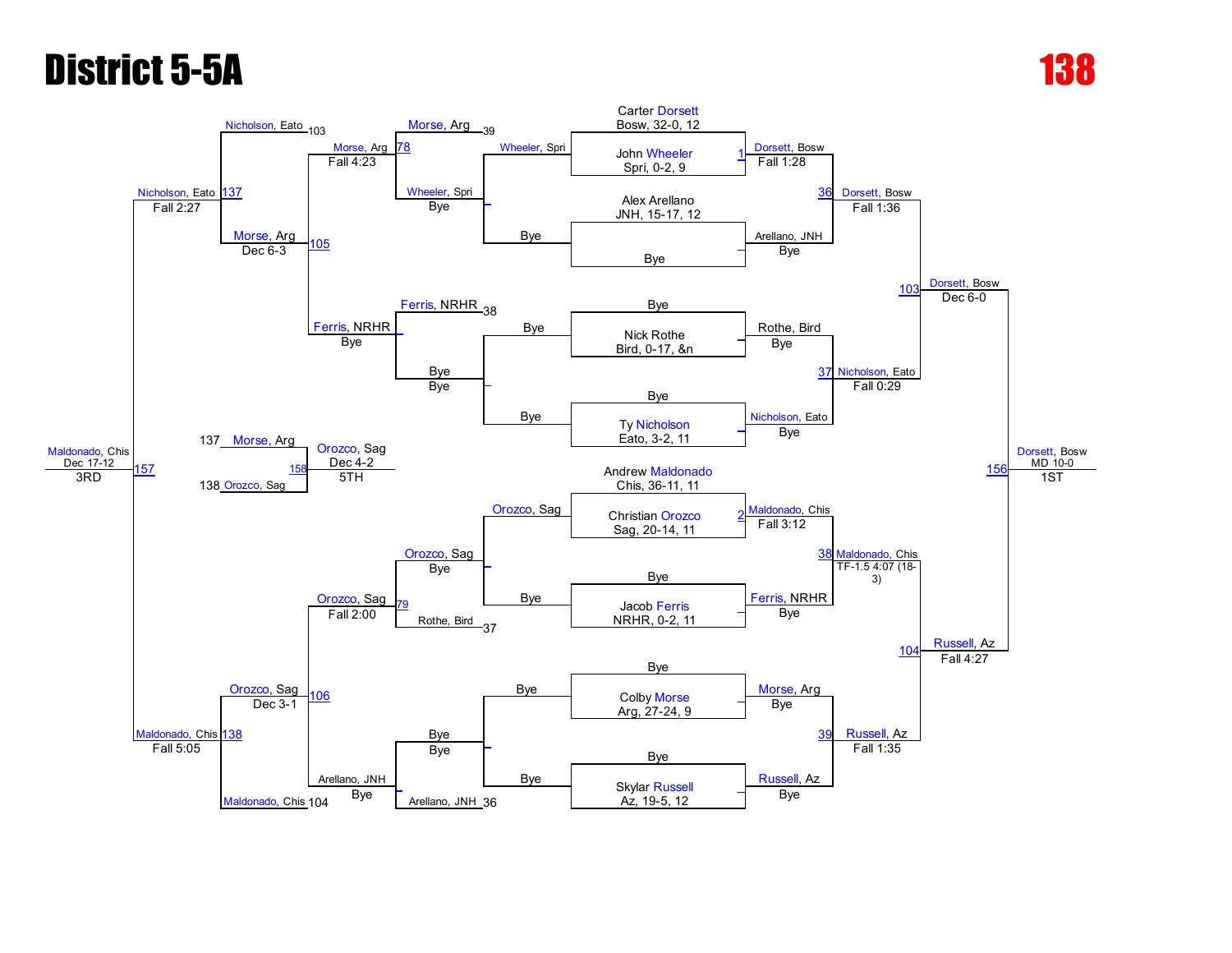# District 5-5A

# 138

## Championship Bracket

**Seeds / Round 1:**

- Carter Dorsett, Bosw, 32-0, 12 — Bye
- John Wheeler, Spri, 0-2, 9 vs Bye → (1) Dorsett, Bosw — Fall 1:28
- Alex Arellano, JNH, 15-17, 12 vs Bye → Arellano, JNH — Bye
- Nick Rothe, Bird, 0-17, &n vs Bye → Rothe, Bird — Bye
- Ty Nicholson, Eato, 3-2, 11 vs Bye → Nicholson, Eato — Bye
- Andrew Maldonado, Chis, 36-11, 11 vs Christian Orozco, Sag, 20-14, 11 → (2) Maldonado, Chis — Fall 3:12
- Jacob Ferris, NRHR, 0-2, 11 vs Bye → Ferris, NRHR — Bye
- Colby Morse, Arg, 27-24, 9 vs Bye → Morse, Arg — Bye
- Skylar Russell, Az, 19-5, 12 vs Bye → Russell, Az — Bye

**Quarterfinals:**

- (36) Dorsett, Bosw — Fall 1:36
- (37) Nicholson, Eato — Fall 0:29
- (38) Maldonado, Chis — TF-1.5 4:07 (18-3)
- (39) Russell, Az — Fall 1:35

**Semifinals:**

- (103) Dorsett, Bosw — Dec 6-0
- (104) Russell, Az — Fall 4:27

**Final:**

- (156) Dorsett, Bosw — MD 10-0 — 1ST

## Consolation Bracket

**Round 1:**

- Wheeler, Spri vs Bye → Wheeler, Spri — Bye
- Bye vs Bye → Bye
- Orozco, Sag vs Bye → Orozco, Sag — Bye
- Bye vs Bye → Bye

**Consolation Round 2:**

- Morse, Arg (39) vs Wheeler, Spri → (78) Morse, Arg — Fall 4:23
- Ferris, NRHR (38) vs Bye → Ferris, NRHR — Bye
- Orozco, Sag vs Rothe, Bird (37) → (79) Orozco, Sag — Fall 2:00
- Bye vs Arellano, JNH (36) → Arellano, JNH — Bye

**Consolation Quarterfinals:**

- Morse, Arg vs Ferris, NRHR → (105) Morse, Arg — Dec 6-3
- Orozco, Sag vs Arellano, JNH → (106) Orozco, Sag — Dec 3-1

**Consolation Semifinals:**

- Nicholson, Eato (103) vs Morse, Arg → (137) Nicholson, Eato — Fall 2:27
- Orozco, Sag vs Maldonado, Chis (104) → (138) Maldonado, Chis — Fall 5:05

**3rd Place:**

- (157) Maldonado, Chis — Dec 17-12 — 3RD

**5th Place:**

- 137 Morse, Arg vs 138 Orozco, Sag → (158) Orozco, Sag — Dec 4-2 — 5TH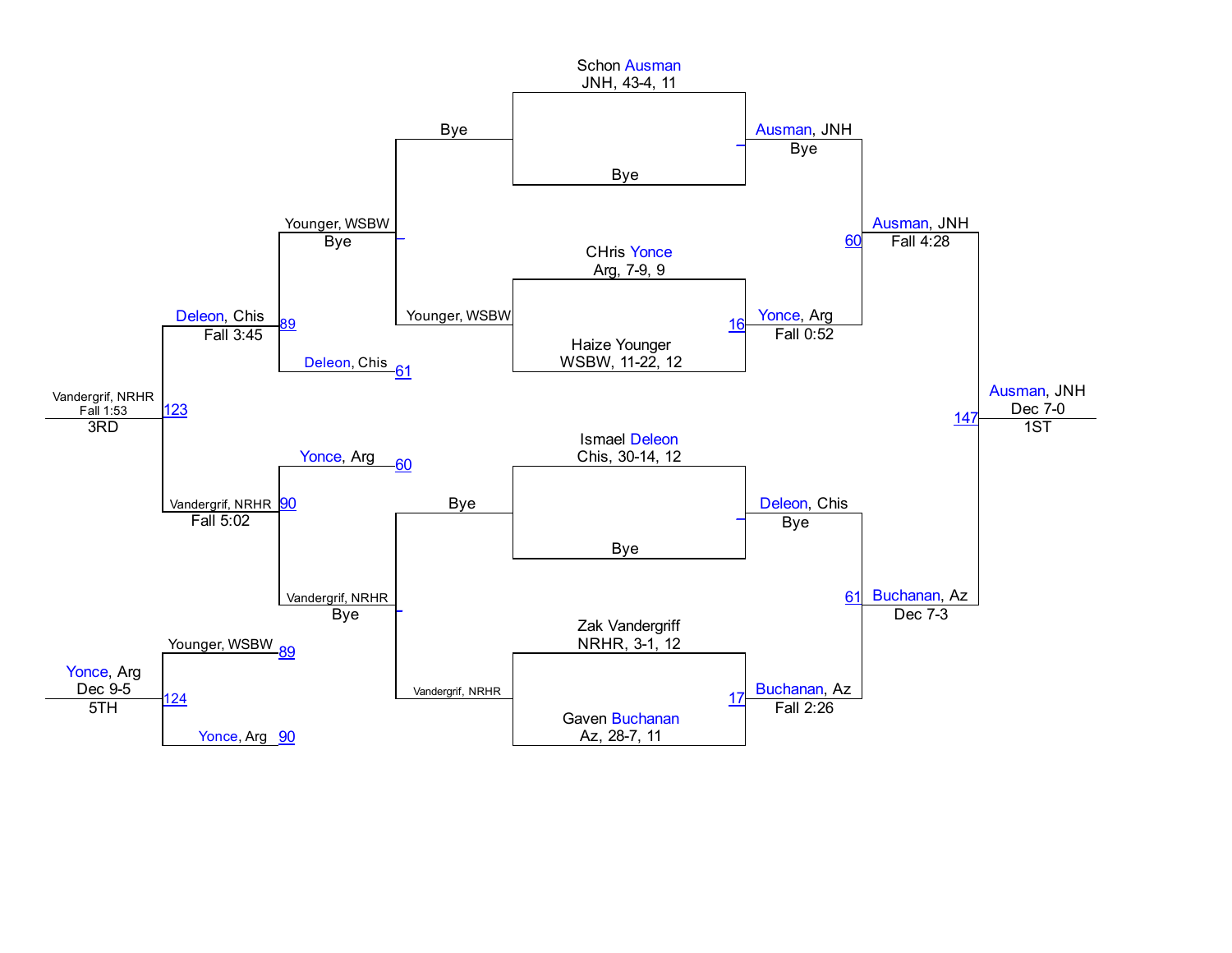## Championship Bracket

**First Round**

- Schon Ausman, JNH, 43-4, 11 vs. Bye — Ausman, JNH (Bye)
- CHris Yonce, Arg, 7-9, 9 vs. Haize Younger, WSBW, 11-22, 12 — Match 16: Yonce, Arg (Fall 0:52)
- Ismael Deleon, Chis, 30-14, 12 vs. Bye — Deleon, Chis (Bye)
- Zak Vandergriff, NRHR, 3-1, 12 vs. Gaven Buchanan, Az, 28-7, 11 — Match 17: Buchanan, Az (Fall 2:26)

**Semifinals**

- Match 60: Ausman, JNH (Fall 4:28)
- Match 61: Buchanan, Az (Dec 7-3)

**1ST**

- Match 147: Ausman, JNH (Dec 7-0)

## Consolation Bracket

**First Round**

- Bye vs. Younger, WSBW — Younger, WSBW (Bye)
- Bye vs. Vandergrif, NRHR — Vandergrif, NRHR (Bye)

**Second Round**

- Younger, WSBW vs. Deleon, Chis (61) — Match 89: Deleon, Chis (Fall 3:45)
- Yonce, Arg (60) vs. Vandergrif, NRHR — Match 90: Vandergrif, NRHR (Fall 5:02)

**3RD**

- Match 123: Vandergrif, NRHR (Fall 1:53)

**5TH**

- Younger, WSBW (89) vs. Yonce, Arg (90) — Match 124: Yonce, Arg (Dec 9-5)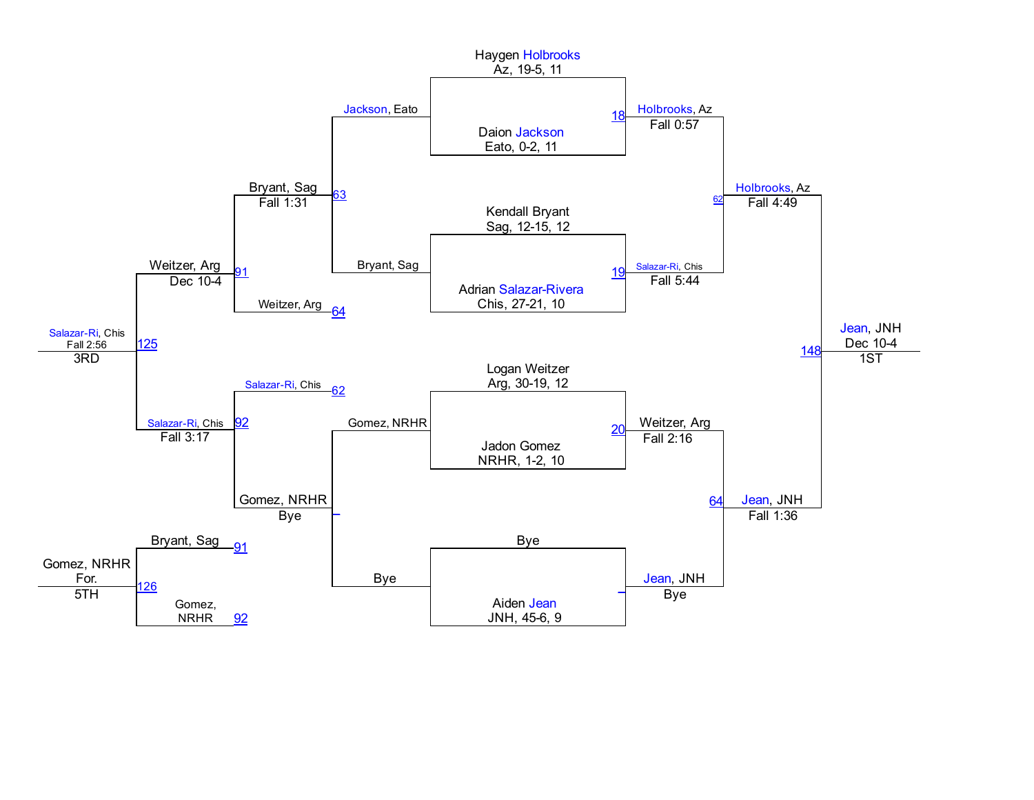## Championship Bracket

### Round 1 (Seeds)

- Haygen Holbrooks, Az, 19-5, 11
- Daion Jackson, Eato, 0-2, 11
- Kendall Bryant, Sag, 12-15, 12
- Adrian Salazar-Rivera, Chis, 27-21, 10
- Logan Weitzer, Arg, 30-19, 12
- Jadon Gomez, NRHR, 1-2, 10
- Bye
- Aiden Jean, JNH, 45-6, 9

### Quarterfinals

- Bout 18: Holbrooks, Az — Fall 0:57
- Bout 19: Salazar-Ri, Chis — Fall 5:44
- Bout 20: Weitzer, Arg — Fall 2:16
- Bout _: Jean, JNH — Bye

### Semifinals

- Bout 62: Holbrooks, Az — Fall 4:49
- Bout 64: Jean, JNH — Fall 1:36

### Final

- Bout 148: Jean, JNH — Dec 10-4 — 1ST

## Consolation Bracket

### First Round Consolation

- Jackson, Eato vs. Bryant, Sag — Bout 63: Bryant, Sag — Fall 1:31
- Gomez, NRHR vs. Bye — Bout _: Gomez, NRHR — Bye

### Consolation Semifinals

- Bryant, Sag vs. Weitzer, Arg (64) — Bout 91: Weitzer, Arg — Dec 10-4
- Salazar-Ri, Chis (62) vs. Gomez, NRHR — Bout 92: Salazar-Ri, Chis — Fall 3:17

### 3rd Place

- Bout 125: Salazar-Ri, Chis — Fall 2:56 — 3RD

### 5th Place

- Bryant, Sag (91) vs. Gomez, NRHR (92) — Bout 126: Gomez, NRHR — For. — 5TH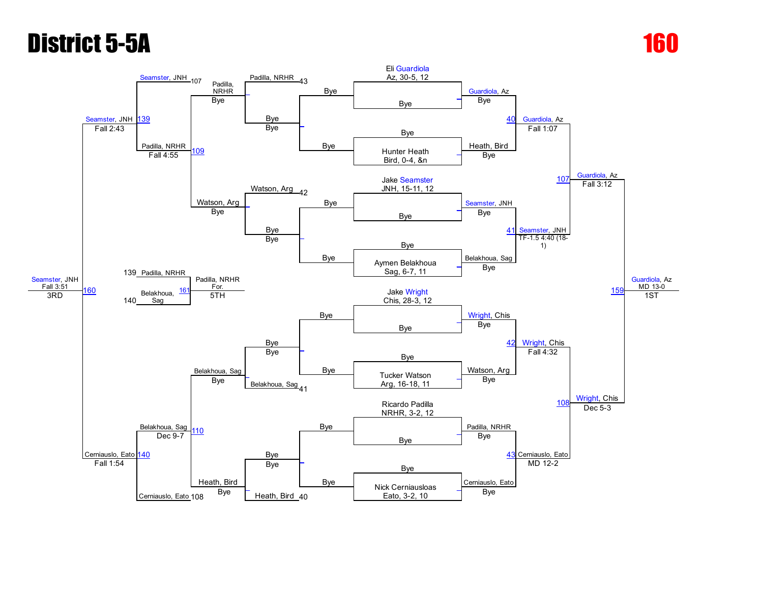# District 5-5A

## 160

### Championship Bracket

**First Round (Seeds)**
- Eli Guardiola, Az, 30-5, 12 — Bye
- Hunter Heath, Bird, 0-4, &n — Bye
- Jake Seamster, JNH, 15-11, 12 — Bye
- Aymen Belakhoua, Sag, 6-7, 11 — Bye
- Jake Wright, Chis, 28-3, 12 — Bye
- Tucker Watson, Arg, 16-18, 11 — Bye
- Ricardo Padilla, NRHR, 3-2, 12 — Bye
- Nick Cerniausloas, Eato, 3-2, 10 — Bye

**Quarterfinals**
- 40: Guardiola, Az over Heath, Bird — Fall 1:07
- 41: Seamster, JNH over Belakhoua, Sag — TF-1.5 4:40 (18-1)
- 42: Wright, Chis over Watson, Arg — Fall 4:32
- 43: Cerniauslo, Eato over Padilla, NRHR — MD 12-2

**Semifinals**
- 107: Guardiola, Az over Seamster, JNH — Fall 3:12
- 108: Wright, Chis over Cerniauslo, Eato — Dec 5-3

**Final**
- 159: Guardiola, Az over Wright, Chis — MD 13-0 — **1ST**

### Consolation Bracket

**Consolation Round 1**
- 43: Padilla, NRHR — Bye
- 42: Watson, Arg — Bye
- 41: Belakhoua, Sag — Bye
- 40: Heath, Bird — Bye

**Consolation Round 2**
- 109: Padilla, NRHR over Watson, Arg — Fall 4:55
- 110: Belakhoua, Sag over Heath, Bird — Dec 9-7

**Consolation Semifinals**
- 139: Seamster, JNH (107) over Padilla, NRHR — Fall 2:43
- 140: Cerniauslo, Eato (108) over Belakhoua, Sag — Fall 1:54

**3rd Place**
- 160: Seamster, JNH over Cerniauslo, Eato — Fall 3:51 — **3RD**

**5th Place**
- 161: Padilla, NRHR (139) over Belakhoua, Sag (140) — For. — **5TH**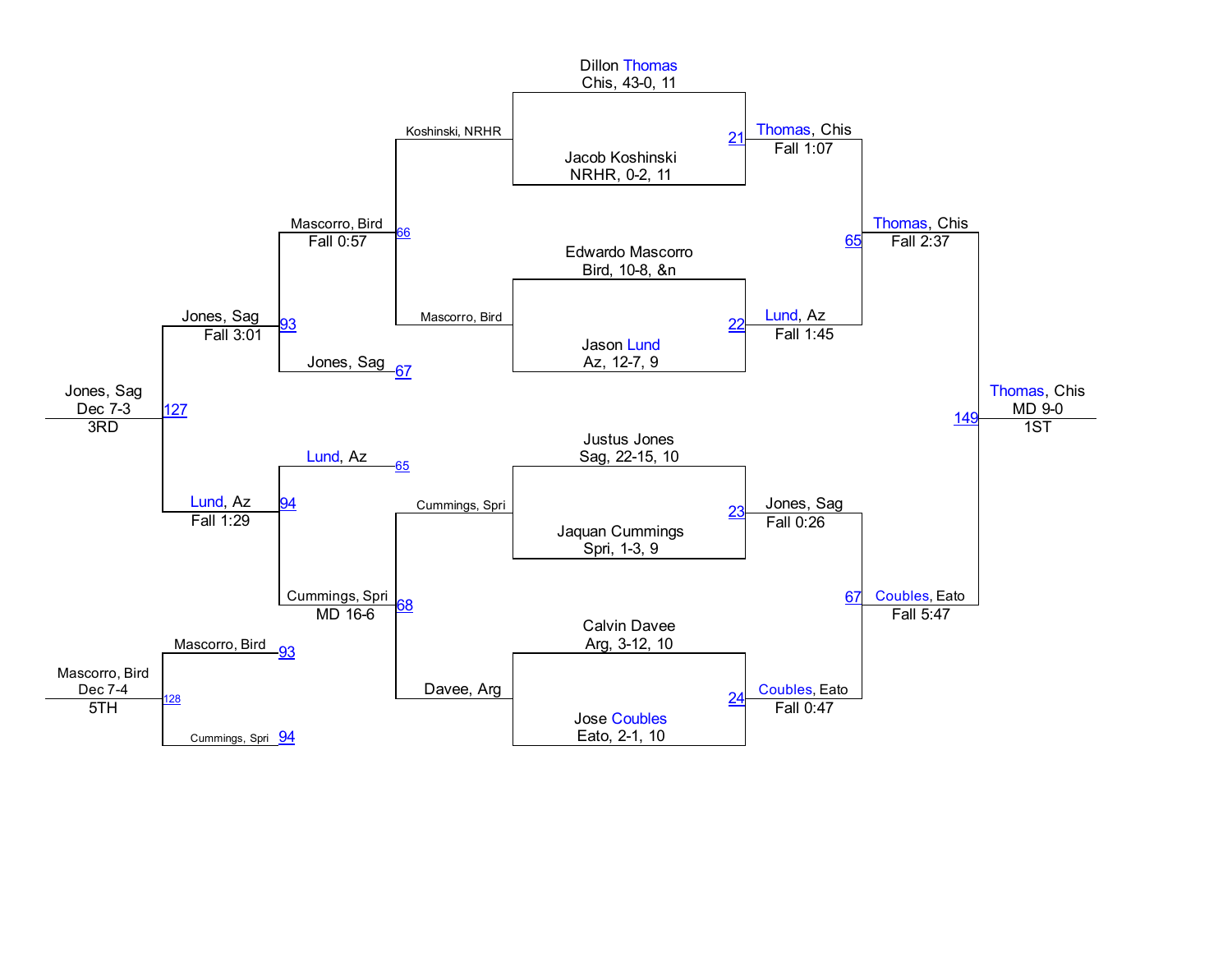## Championship Bracket

**Quarterfinals**

| Match | Wrestler 1 | Wrestler 2 | Winner | Result |
| --- | --- | --- | --- | --- |
| 21 | Dillon Thomas, Chis, 43-0, 11 | Jacob Koshinski, NRHR, 0-2, 11 | Thomas, Chis | Fall 1:07 |
| 22 | Edwardo Mascorro, Bird, 10-8, &n | Jason Lund, Az, 12-7, 9 | Lund, Az | Fall 1:45 |
| 23 | Justus Jones, Sag, 22-15, 10 | Jaquan Cummings, Spri, 1-3, 9 | Jones, Sag | Fall 0:26 |
| 24 | Calvin Davee, Arg, 3-12, 10 | Jose Coubles, Eato, 2-1, 10 | Coubles, Eato | Fall 0:47 |

**Semifinals**

| Match | Winner | Result |
| --- | --- | --- |
| 65 | Thomas, Chis | Fall 2:37 |
| 67 | Coubles, Eato | Fall 5:47 |

**Final**

| Match | Winner | Result | Place |
| --- | --- | --- | --- |
| 149 | Thomas, Chis | MD 9-0 | 1ST |

## Consolation Bracket

| Match | Wrestler 1 | Wrestler 2 | Winner | Result |
| --- | --- | --- | --- | --- |
| 66 | Koshinski, NRHR | Mascorro, Bird | Mascorro, Bird | Fall 0:57 |
| 68 | Cummings, Spri | Davee, Arg | Cummings, Spri | MD 16-6 |
| 93 | Mascorro, Bird | Jones, Sag (67) | Jones, Sag | Fall 3:01 |
| 94 | Lund, Az (65) | Cummings, Spri | Lund, Az | Fall 1:29 |
| 127 | Jones, Sag | Lund, Az | Jones, Sag | Dec 7-3 (3RD) |
| 128 | Mascorro, Bird (93) | Cummings, Spri (94) | Mascorro, Bird | Dec 7-4 (5TH) |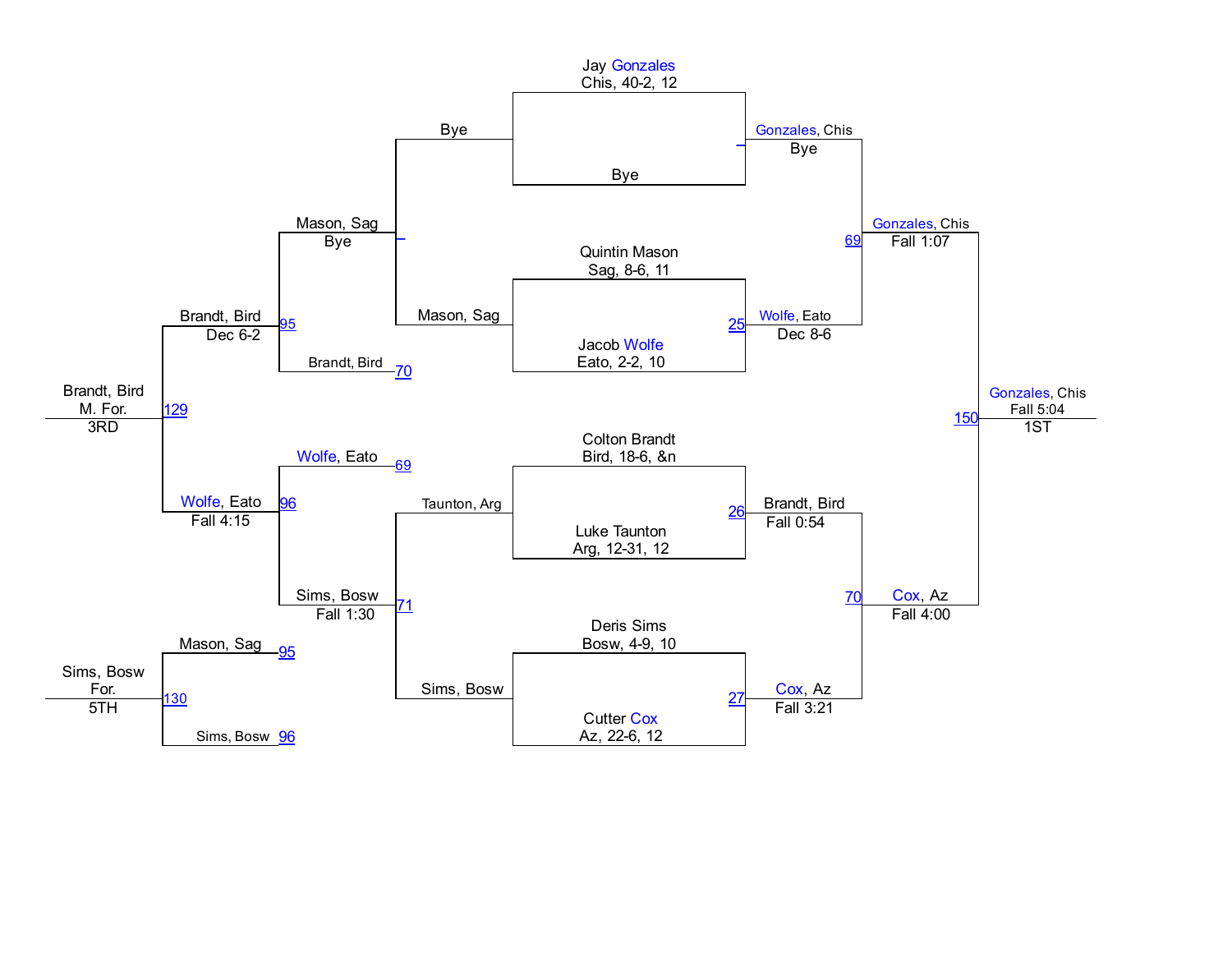**Championship Bracket**

| Wrestler | Team, Record, Grade |
| --- | --- |
| Jay Gonzales | Chis, 40-2, 12 |
| Bye | |
| Quintin Mason | Sag, 8-6, 11 |
| Jacob Wolfe | Eato, 2-2, 10 |
| Colton Brandt | Bird, 18-6, &n |
| Luke Taunton | Arg, 12-31, 12 |
| Deris Sims | Bosw, 4-9, 10 |
| Cutter Cox | Az, 22-6, 12 |

**Quarterfinals**

- Gonzales, Chis — Bye
- 25 Wolfe, Eato — Dec 8-6
- 26 Brandt, Bird — Fall 0:54
- 27 Cox, Az — Fall 3:21

**Semifinals**

- 69 Gonzales, Chis — Fall 1:07
- 70 Cox, Az — Fall 4:00

**Final**

- 150 Gonzales, Chis — Fall 5:04 — 1ST

**Consolation Bracket**

- Bye vs. Mason, Sag → Mason, Sag — Bye
- Taunton, Arg vs. Sims, Bosw → 71 Sims, Bosw — Fall 1:30
- Mason, Sag vs. Brandt, Bird (70) → 95 Brandt, Bird — Dec 6-2
- Wolfe, Eato (69) vs. Sims, Bosw → 96 Wolfe, Eato — Fall 4:15
- Brandt, Bird vs. Wolfe, Eato → 129 Brandt, Bird — M. For. — 3RD
- Mason, Sag (95) vs. Sims, Bosw (96) → 130 Sims, Bosw — For. — 5TH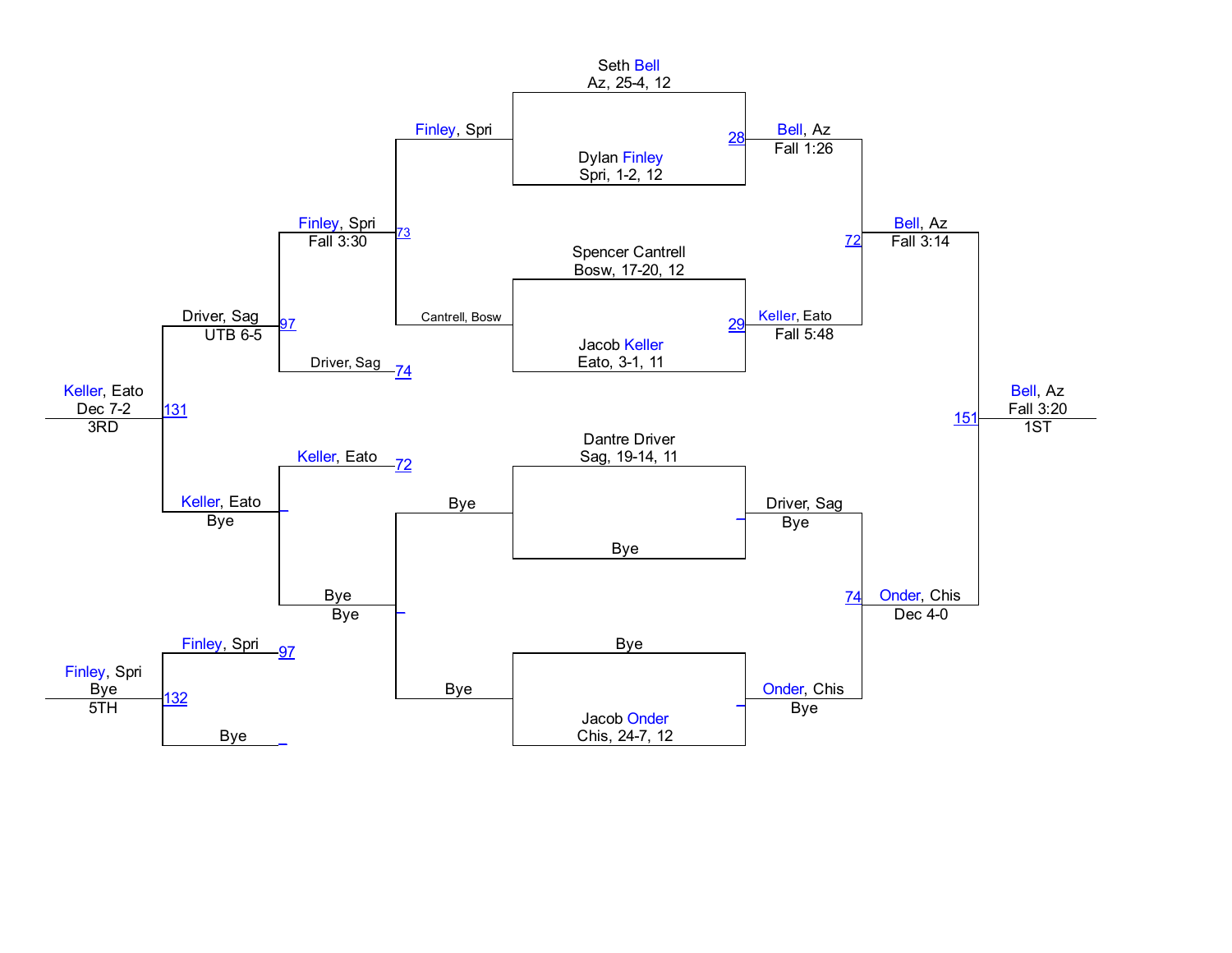## Championship Bracket

**Round 1 (Seeds)**

- Seth Bell, Az, 25-4, 12
- Dylan Finley, Spri, 1-2, 12
- Spencer Cantrell, Bosw, 17-20, 12
- Jacob Keller, Eato, 3-1, 11
- Dantre Driver, Sag, 19-14, 11
- Bye
- Bye
- Jacob Onder, Chis, 24-7, 12

**Quarterfinals**

- 28: Bell, Az — Fall 1:26
- 29: Keller, Eato — Fall 5:48
- Driver, Sag — Bye
- Onder, Chis — Bye

**Semifinals**

- 72: Bell, Az — Fall 3:14
- 74: Onder, Chis — Dec 4-0

**Final**

- 151: Bell, Az — Fall 3:20 — 1ST

## Consolation Bracket

**Consolation Round 1**

- Finley, Spri
- Cantrell, Bosw
- 73: Finley, Spri — Fall 3:30
- Driver, Sag (74)
- Bye
- Bye
- Bye — Bye

**Consolation Round 2**

- 97: Driver, Sag — UTB 6-5
- Keller, Eato (72)
- Keller, Eato — Bye

**3rd Place**

- 131: Keller, Eato — Dec 7-2 — 3RD

**5th Place**

- Finley, Spri (97)
- Bye
- 132: Finley, Spri — Bye — 5TH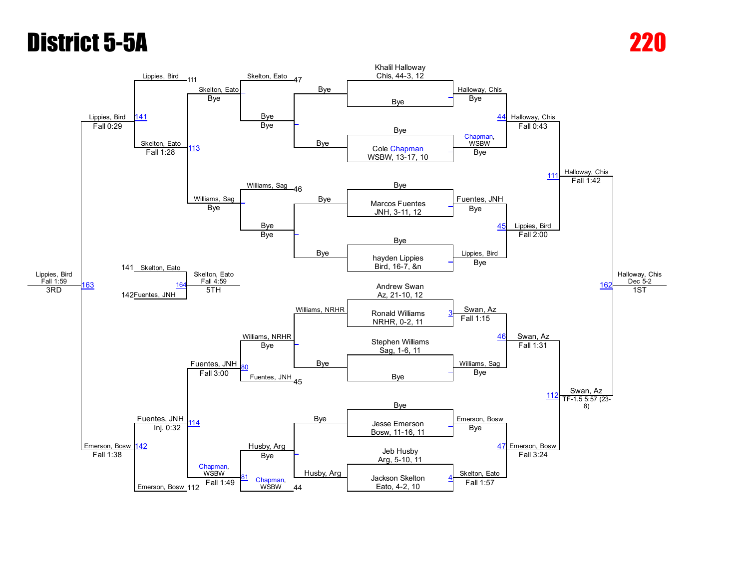# District 5-5A

# 220

## Championship Bracket

**Seeds / First Round**

- Khalil Halloway, Chis, 44-3, 12 — Bye
- Bye — Cole Chapman, WSBW, 13-17, 10
- Bye — Marcos Fuentes, JNH, 3-11, 12
- Bye — hayden Lippies, Bird, 16-7, &n
- Andrew Swan, Az, 21-10, 12 vs. Ronald Williams, NRHR, 0-2, 11 (Match 3) — Swan, Az, Fall 1:15
- Stephen Williams, Sag, 1-6, 11 — Bye
- Bye — Jesse Emerson, Bosw, 11-16, 11
- Jeb Husby, Arg, 5-10, 11 vs. Jackson Skelton, Eato, 4-2, 10 (Match 4) — Skelton, Eato, Fall 1:57

**Quarterfinals**

- Match 44: Halloway, Chis vs. Chapman, WSBW — Halloway, Chis, Fall 0:43
- Match 45: Fuentes, JNH vs. Lippies, Bird — Lippies, Bird, Fall 2:00
- Match 46: Swan, Az vs. Williams, Sag — Swan, Az, Fall 1:31
- Match 47: Emerson, Bosw vs. Skelton, Eato — Emerson, Bosw, Fall 3:24

**Semifinals**

- Match 111: Halloway, Chis vs. Lippies, Bird — Halloway, Chis, Fall 1:42
- Match 112: Swan, Az vs. Emerson, Bosw — Swan, Az, TF-1.5 5:57 (23-8)

**Final**

- Match 162: Halloway, Chis vs. Swan, Az — Halloway, Chis, Dec 5-2 — **1ST**

## Consolation Bracket

- Skelton, Eato (loser of 47) — Bye
- Williams, Sag (loser of 46) — Bye
- Williams, NRHR — Bye
- Husby, Arg — Bye
- Match 80: Williams, NRHR vs. Fuentes, JNH (loser of 45) — Fuentes, JNH, Fall 3:00
- Match 81: Husby, Arg vs. Chapman, WSBW (loser of 44) — Chapman, WSBW, Fall 1:49
- Match 113: Skelton, Eato vs. Williams, Sag — Skelton, Eato, Fall 1:28
- Match 114: Fuentes, JNH vs. Chapman, WSBW — Fuentes, JNH, Inj. 0:32
- Match 141: Lippies, Bird (loser of 111) vs. Skelton, Eato — Lippies, Bird, Fall 0:29
- Match 142: Fuentes, JNH vs. Emerson, Bosw (loser of 112) — Emerson, Bosw, Fall 1:38
- Match 163: Lippies, Bird vs. Emerson, Bosw — Lippies, Bird, Fall 1:59 — **3RD**
- Match 164: Skelton, Eato (loser of 141) vs. Fuentes, JNH (loser of 142) — Skelton, Eato, Fall 4:59 — **5TH**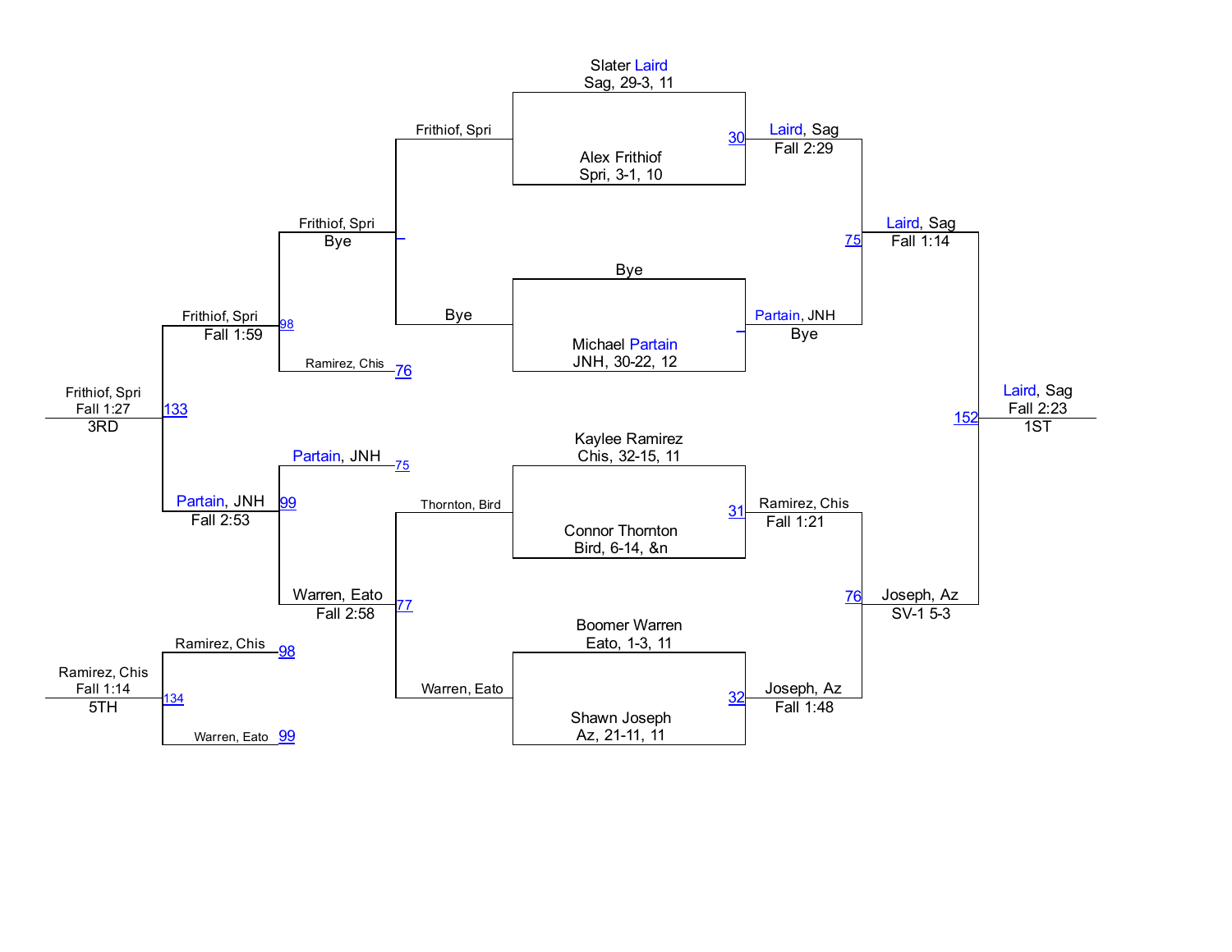Slater Laird
Sag, 29-3, 11

Alex Frithiof
Spri, 3-1, 10

30 Laird, Sag
Fall 2:29

Bye

Michael Partain
JNH, 30-22, 12

Partain, JNH
Bye

75 Laird, Sag
Fall 1:14

Kaylee Ramirez
Chis, 32-15, 11

Connor Thornton
Bird, 6-14, &n

31 Ramirez, Chis
Fall 1:21

Boomer Warren
Eato, 1-3, 11

Shawn Joseph
Az, 21-11, 11

32 Joseph, Az
Fall 1:48

76 Joseph, Az
SV-1 5-3

152 Laird, Sag
Fall 2:23
1ST

Frithiof, Spri

Bye

Frithiof, Spri
Bye

Ramirez, Chis 76

98 Frithiof, Spri
Fall 1:59

Thornton, Bird

Warren, Eato

Partain, JNH 75

77 Warren, Eato
Fall 2:58

99 Partain, JNH
Fall 2:53

133 Frithiof, Spri
Fall 1:27
3RD

Ramirez, Chis 98

Warren, Eato 99

134 Ramirez, Chis
Fall 1:14
5TH